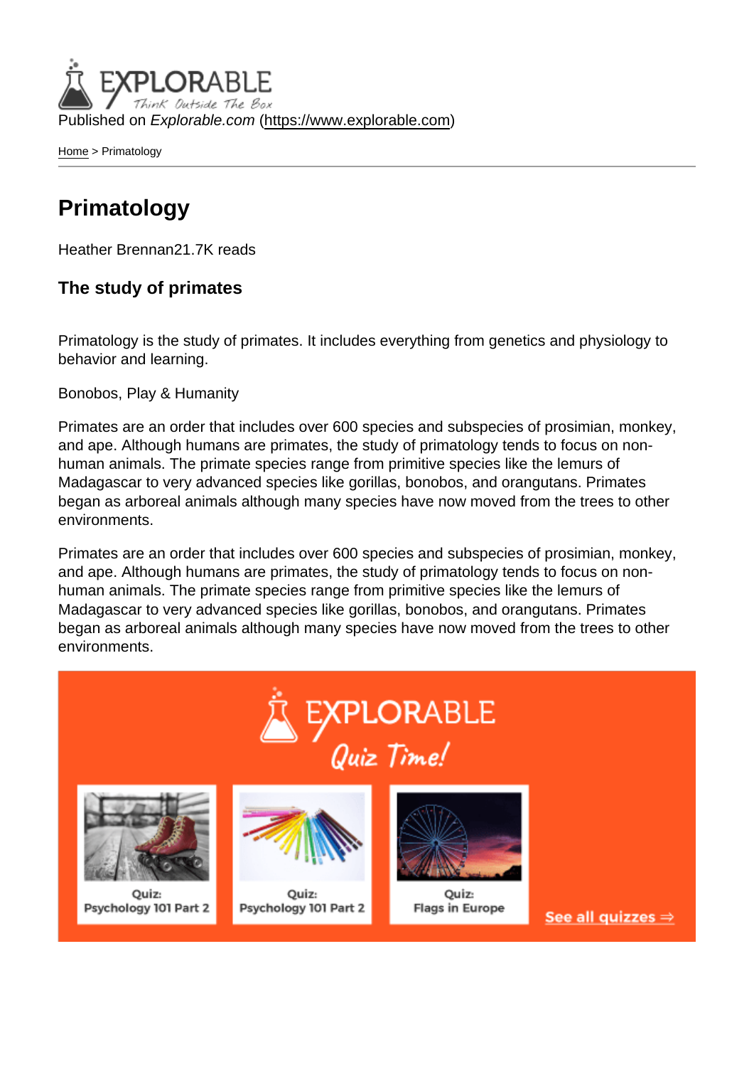Published on *Explorable.com* (https://www.explorable.com)

Home > Primatology

# Primatology

Heather Brennan21.7K reads

### The study of primates

Primatology is the study of primates. It includes everything from genetics and physiology to behavior and learning.

Bonobos, Play & Humanity

Primates are an order that includes over 600 species and subspecies of prosimian, monkey, and ape. Although humans are primates, the study of primatology tends to focus on non-human animals. The primate species range from primitive species like the lemurs of Madagascar to very advanced species like gorillas, bonobos, and orangutans. Primates began as arboreal animals although many species have now moved from the trees to other environments.

Primates are an order that includes over 600 species and subspecies of prosimian, monkey, and ape. Although humans are primates, the study of primatology tends to focus on non-human animals. The primate species range from primitive species like the lemurs of Madagascar to very advanced species like gorillas, bonobos, and orangutans. Primates began as arboreal animals although many species have now moved from the trees to other environments.

EXPLORABLE
Quiz Time!

Quiz:
Psychology 101 Part 2

Quiz:
Psychology 101 Part 2

Quiz:
Flags in Europe

See all quizzes ⇒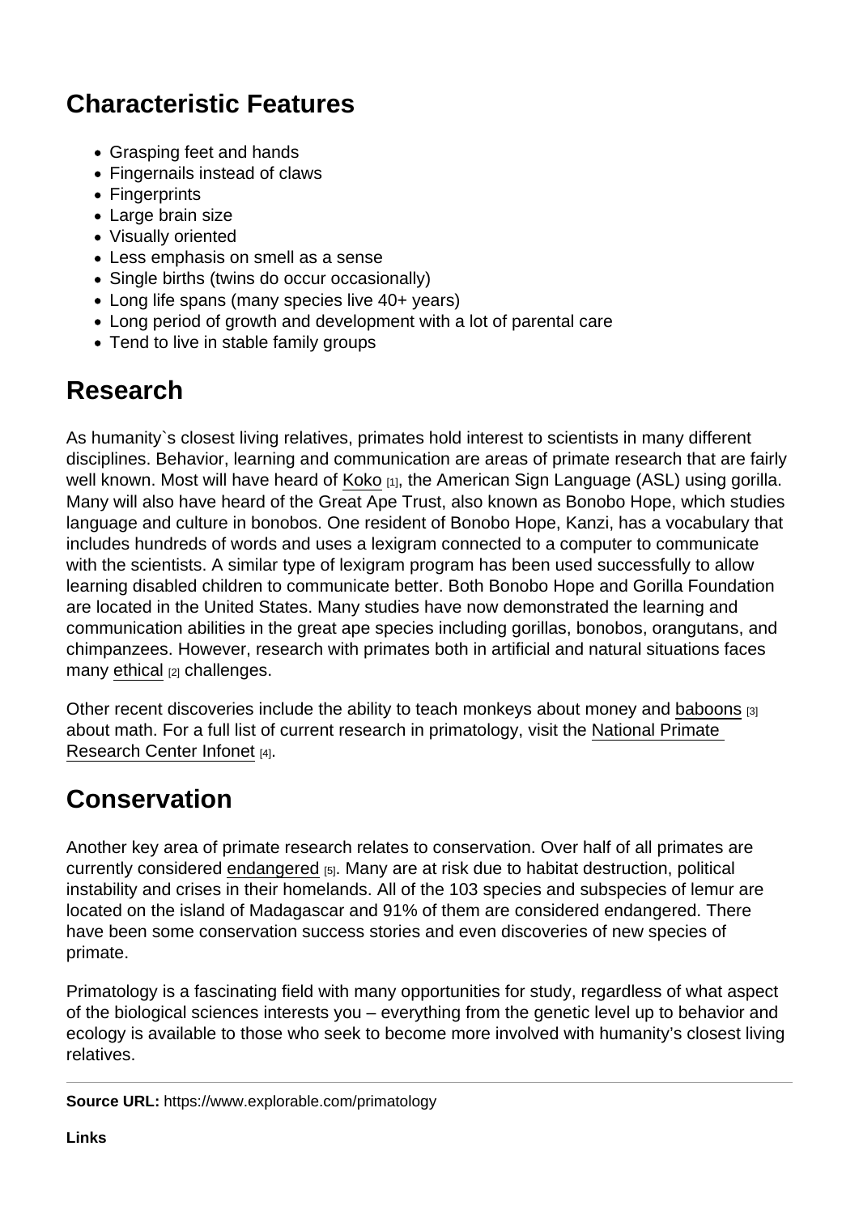## Characteristic Features

- Grasping feet and hands
- Fingernails instead of claws
- Fingerprints
- Large brain size
- Visually oriented
- Less emphasis on smell as a sense
- Single births (twins do occur occasionally)
- Long life spans (many species live 40+ years)
- Long period of growth and development with a lot of parental care
- Tend to live in stable family groups

## Research

As humanity`s closest living relatives, primates hold interest to scientists in many different disciplines. Behavior, learning and communication are areas of primate research that are fairly well known. Most will have heard of Koko [1], the American Sign Language (ASL) using gorilla. Many will also have heard of the Great Ape Trust, also known as Bonobo Hope, which studies language and culture in bonobos. One resident of Bonobo Hope, Kanzi, has a vocabulary that includes hundreds of words and uses a lexigram connected to a computer to communicate with the scientists. A similar type of lexigram program has been used successfully to allow learning disabled children to communicate better. Both Bonobo Hope and Gorilla Foundation are located in the United States. Many studies have now demonstrated the learning and communication abilities in the great ape species including gorillas, bonobos, orangutans, and chimpanzees. However, research with primates both in artificial and natural situations faces many ethical [2] challenges.

Other recent discoveries include the ability to teach monkeys about money and baboons [3] about math. For a full list of current research in primatology, visit the National Primate Research Center Infonet [4].

## Conservation

Another key area of primate research relates to conservation. Over half of all primates are currently considered endangered [5]. Many are at risk due to habitat destruction, political instability and crises in their homelands. All of the 103 species and subspecies of lemur are located on the island of Madagascar and 91% of them are considered endangered. There have been some conservation success stories and even discoveries of new species of primate.

Primatology is a fascinating field with many opportunities for study, regardless of what aspect of the biological sciences interests you – everything from the genetic level up to behavior and ecology is available to those who seek to become more involved with humanity's closest living relatives.

---

**Source URL:** https://www.explorable.com/primatology

**Links**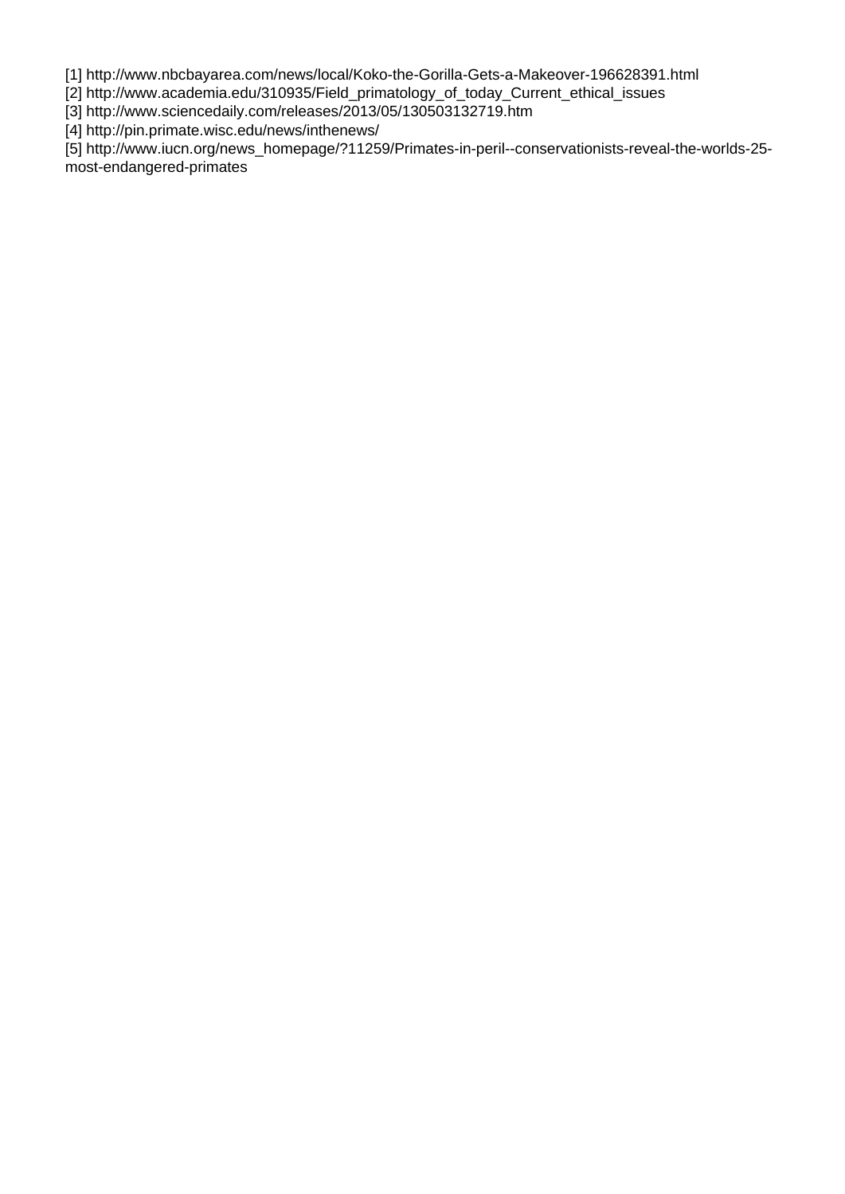[1] http://www.nbcbayarea.com/news/local/Koko-the-Gorilla-Gets-a-Makeover-196628391.html
[2] http://www.academia.edu/310935/Field_primatology_of_today_Current_ethical_issues
[3] http://www.sciencedaily.com/releases/2013/05/130503132719.htm
[4] http://pin.primate.wisc.edu/news/inthenews/
[5] http://www.iucn.org/news_homepage/?11259/Primates-in-peril--conservationists-reveal-the-worlds-25-most-endangered-primates